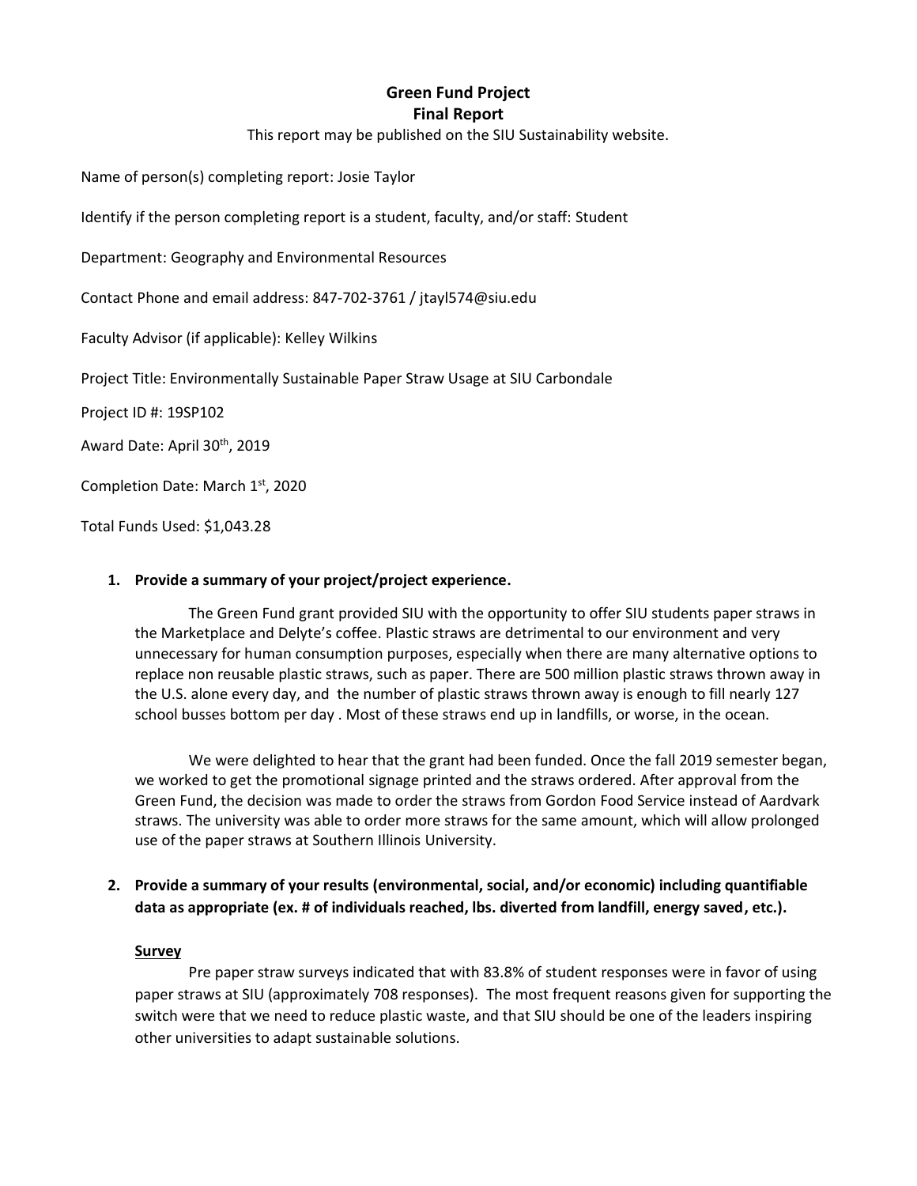# Green Fund Project
## Final Report

This report may be published on the SIU Sustainability website.

Name of person(s) completing report: Josie Taylor

Identify if the person completing report is a student, faculty, and/or staff: Student

Department: Geography and Environmental Resources

Contact Phone and email address: 847-702-3761 / jtayl574@siu.edu

Faculty Advisor (if applicable): Kelley Wilkins

Project Title: Environmentally Sustainable Paper Straw Usage at SIU Carbondale

Project ID #: 19SP102

Award Date: April 30th, 2019

Completion Date: March 1st, 2020

Total Funds Used: $1,043.28

**1. Provide a summary of your project/project experience.**

The Green Fund grant provided SIU with the opportunity to offer SIU students paper straws in the Marketplace and Delyte's coffee. Plastic straws are detrimental to our environment and very unnecessary for human consumption purposes, especially when there are many alternative options to replace non reusable plastic straws, such as paper. There are 500 million plastic straws thrown away in the U.S. alone every day, and the number of plastic straws thrown away is enough to fill nearly 127 school busses bottom per day . Most of these straws end up in landfills, or worse, in the ocean.

We were delighted to hear that the grant had been funded. Once the fall 2019 semester began, we worked to get the promotional signage printed and the straws ordered. After approval from the Green Fund, the decision was made to order the straws from Gordon Food Service instead of Aardvark straws. The university was able to order more straws for the same amount, which will allow prolonged use of the paper straws at Southern Illinois University.

**2. Provide a summary of your results (environmental, social, and/or economic) including quantifiable data as appropriate (ex. # of individuals reached, lbs. diverted from landfill, energy saved, etc.).**

**Survey**

Pre paper straw surveys indicated that with 83.8% of student responses were in favor of using paper straws at SIU (approximately 708 responses). The most frequent reasons given for supporting the switch were that we need to reduce plastic waste, and that SIU should be one of the leaders inspiring other universities to adapt sustainable solutions.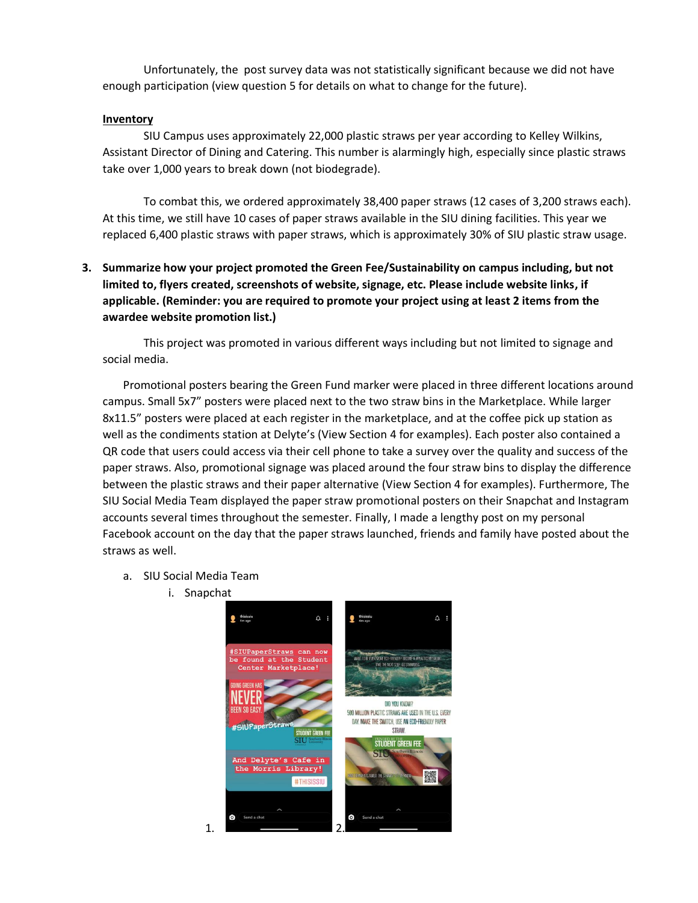Unfortunately, the post survey data was not statistically significant because we did not have enough participation (view question 5 for details on what to change for the future).

**Inventory**

SIU Campus uses approximately 22,000 plastic straws per year according to Kelley Wilkins, Assistant Director of Dining and Catering. This number is alarmingly high, especially since plastic straws take over 1,000 years to break down (not biodegrade).

To combat this, we ordered approximately 38,400 paper straws (12 cases of 3,200 straws each). At this time, we still have 10 cases of paper straws available in the SIU dining facilities. This year we replaced 6,400 plastic straws with paper straws, which is approximately 30% of SIU plastic straw usage.

**3. Summarize how your project promoted the Green Fee/Sustainability on campus including, but not limited to, flyers created, screenshots of website, signage, etc. Please include website links, if applicable. (Reminder: you are required to promote your project using at least 2 items from the awardee website promotion list.)**

This project was promoted in various different ways including but not limited to signage and social media.

Promotional posters bearing the Green Fund marker were placed in three different locations around campus. Small 5x7" posters were placed next to the two straw bins in the Marketplace. While larger 8x11.5" posters were placed at each register in the marketplace, and at the coffee pick up station as well as the condiments station at Delyte's (View Section 4 for examples). Each poster also contained a QR code that users could access via their cell phone to take a survey over the quality and success of the paper straws. Also, promotional signage was placed around the four straw bins to display the difference between the plastic straws and their paper alternative (View Section 4 for examples). Furthermore, The SIU Social Media Team displayed the paper straw promotional posters on their Snapchat and Instagram accounts several times throughout the semester. Finally, I made a lengthy post on my personal Facebook account on the day that the paper straws launched, friends and family have posted about the straws as well.

a. SIU Social Media Team
   i. Snapchat
      1.
      2.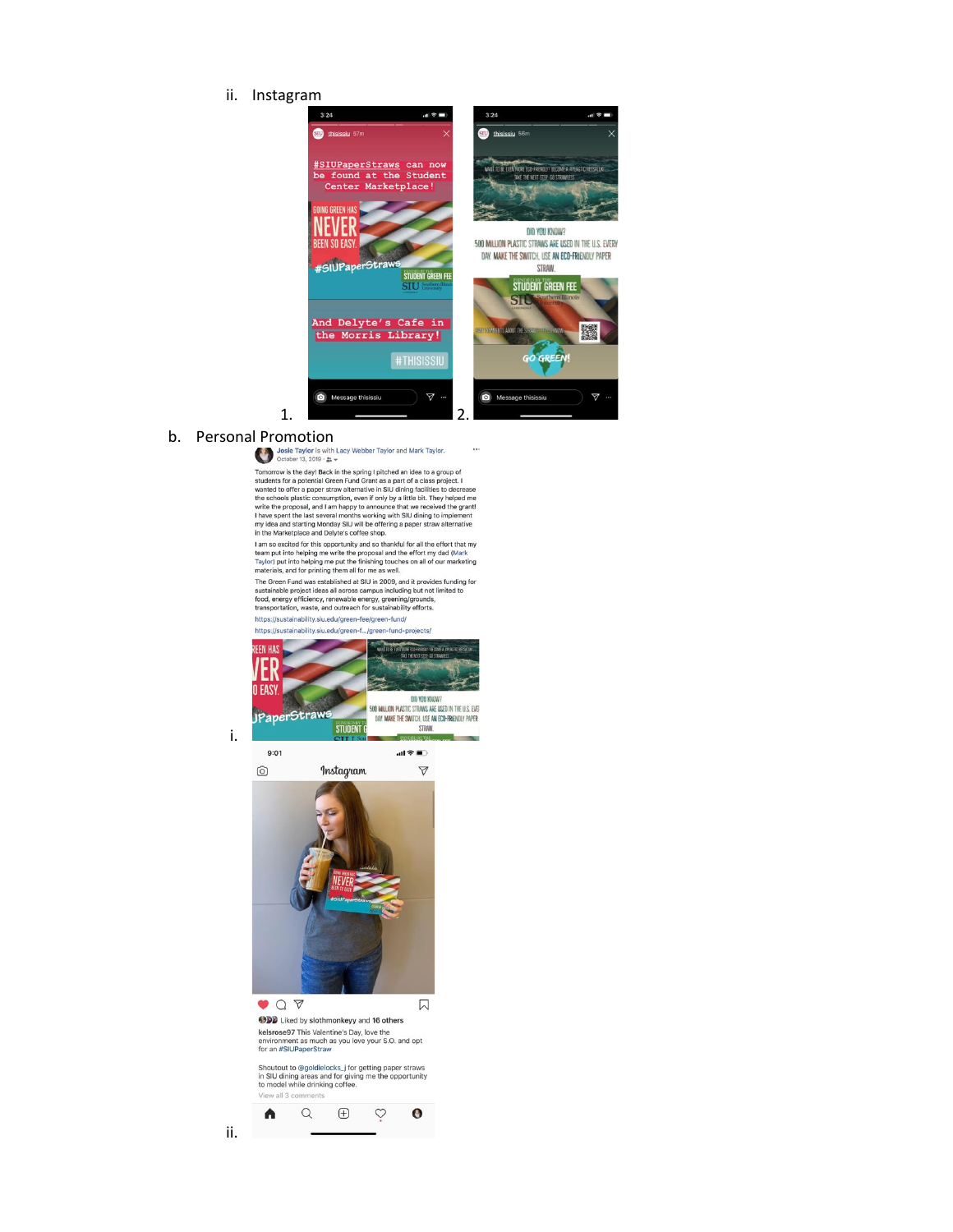ii. Instagram

1.

#SIUPaperStraws can now be found at the Student Center Marketplace!

GOING GREEN HAS NEVER BEEN SO EASY. #SIUPaperStraws

FUNDED BY THE STUDENT GREEN FEE

And Delyte's Cafe in the Morris Library!

#THISISSIU

2.

WANT TO BE EVEN MORE ECO-FRIENDLY? BECOME A #PLASTICFREESIUSTAR! TAKE THE NEXT STEP: GO STRAWLESS.

DID YOU KNOW? 500 MILLION PLASTIC STRAWS ARE USED IN THE U.S. EVERY DAY. MAKE THE SWITCH, USE AN ECO-FRIENDLY PAPER STRAW.

FUNDED BY THE STUDENT GREEN FEE

GO GREEN!

b. Personal Promotion

i.

Josie Taylor is with Lacy Webber Taylor and Mark Taylor.
October 13, 2019

Tomorrow is the day! Back in the spring I pitched an idea to a group of students for a potential Green Fund Grant as a part of a class project. I wanted to offer a paper straw alternative in SIU dining facilities to decrease the schools plastic consumption, even if only by a little bit. They helped me write the proposal, and I am happy to announce that we received the grant! I have spent the last several months working with SIU dining to implement my idea and starting Monday SIU will be offering a paper straw alternative in the Marketplace and Delyte's coffee shop.

I am so excited for this opportunity and so thankful for all the effort that my team put into helping me write the proposal and the effort my dad (Mark Taylor) put into helping me put the finishing touches on all of our marketing materials, and for printing them all for me as well.

The Green Fund was established at SIU in 2009, and it provides funding for sustainable project ideas all across campus including but not limited to food, energy efficiency, renewable energy, greening/grounds, transportation, waste, and outreach for sustainability efforts.

https://sustainability.siu.edu/green-fee/green-fund/

https://sustainability.siu.edu/green-f.../green-fund-projects/

ii.

Liked by slothmonkeyy and 16 others

kelsrose97 This Valentine's Day, love the environment as much as you love your S.O. and opt for an #SIUPaperStraw

Shoutout to @goldielocks_j for getting paper straws in SIU dining areas and for giving me the opportunity to model while drinking coffee.

View all 3 comments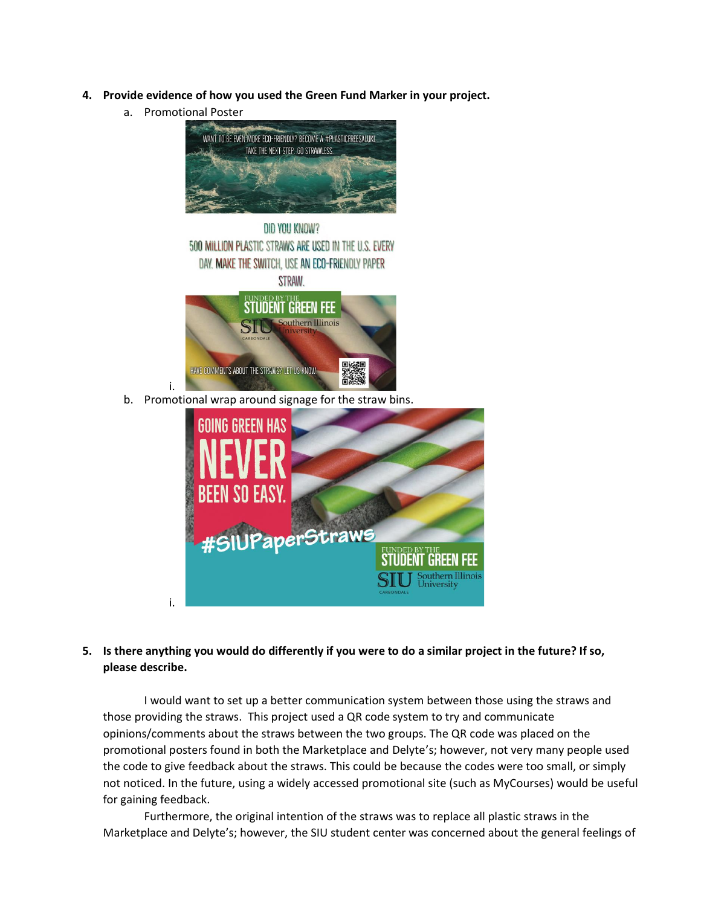4. **Provide evidence of how you used the Green Fund Marker in your project.**
    a. Promotional Poster

        i. WANT TO BE EVEN MORE ECO-FRIENDLY? BECOME A #PLASTICFREESALUKI. TAKE THE NEXT STEP. GO STRAWLESS.

        DID YOU KNOW? 500 MILLION PLASTIC STRAWS ARE USED IN THE U.S. EVERY DAY. MAKE THE SWITCH, USE AN ECO-FRIENDLY PAPER STRAW.

        FUNDED BY THE STUDENT GREEN FEE SIU Southern Illinois University CARBONDALE

        HAVE COMMENTS ABOUT THE STRAWS? LET US KNOW.

    b. Promotional wrap around signage for the straw bins.

        i. GOING GREEN HAS NEVER BEEN SO EASY. #SIUPaperStraws

        FUNDED BY THE STUDENT GREEN FEE SIU Southern Illinois University CARBONDALE

5. **Is there anything you would do differently if you were to do a similar project in the future? If so, please describe.**

    I would want to set up a better communication system between those using the straws and those providing the straws. This project used a QR code system to try and communicate opinions/comments about the straws between the two groups. The QR code was placed on the promotional posters found in both the Marketplace and Delyte's; however, not very many people used the code to give feedback about the straws. This could be because the codes were too small, or simply not noticed. In the future, using a widely accessed promotional site (such as MyCourses) would be useful for gaining feedback.

    Furthermore, the original intention of the straws was to replace all plastic straws in the Marketplace and Delyte's; however, the SIU student center was concerned about the general feelings of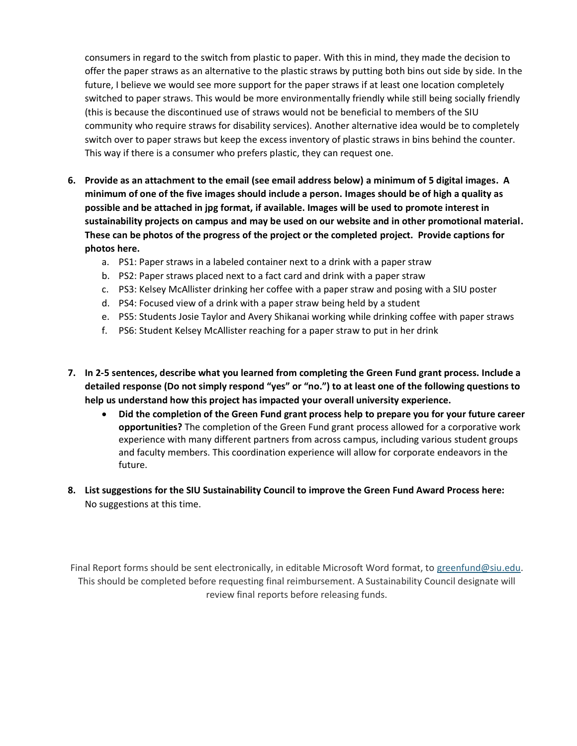consumers in regard to the switch from plastic to paper. With this in mind, they made the decision to offer the paper straws as an alternative to the plastic straws by putting both bins out side by side. In the future, I believe we would see more support for the paper straws if at least one location completely switched to paper straws. This would be more environmentally friendly while still being socially friendly (this is because the discontinued use of straws would not be beneficial to members of the SIU community who require straws for disability services). Another alternative idea would be to completely switch over to paper straws but keep the excess inventory of plastic straws in bins behind the counter. This way if there is a consumer who prefers plastic, they can request one.

6. **Provide as an attachment to the email (see email address below) a minimum of 5 digital images. A minimum of one of the five images should include a person. Images should be of high a quality as possible and be attached in jpg format, if available. Images will be used to promote interest in sustainability projects on campus and may be used on our website and in other promotional material. These can be photos of the progress of the project or the completed project. Provide captions for photos here.**
   a. PS1: Paper straws in a labeled container next to a drink with a paper straw
   b. PS2: Paper straws placed next to a fact card and drink with a paper straw
   c. PS3: Kelsey McAllister drinking her coffee with a paper straw and posing with a SIU poster
   d. PS4: Focused view of a drink with a paper straw being held by a student
   e. PS5: Students Josie Taylor and Avery Shikanai working while drinking coffee with paper straws
   f. PS6: Student Kelsey McAllister reaching for a paper straw to put in her drink

7. **In 2-5 sentences, describe what you learned from completing the Green Fund grant process. Include a detailed response (Do not simply respond "yes" or "no.") to at least one of the following questions to help us understand how this project has impacted your overall university experience.**
   - **Did the completion of the Green Fund grant process help to prepare you for your future career opportunities?** The completion of the Green Fund grant process allowed for a corporative work experience with many different partners from across campus, including various student groups and faculty members. This coordination experience will allow for corporate endeavors in the future.

8. **List suggestions for the SIU Sustainability Council to improve the Green Fund Award Process here:** No suggestions at this time.

Final Report forms should be sent electronically, in editable Microsoft Word format, to greenfund@siu.edu. This should be completed before requesting final reimbursement. A Sustainability Council designate will review final reports before releasing funds.